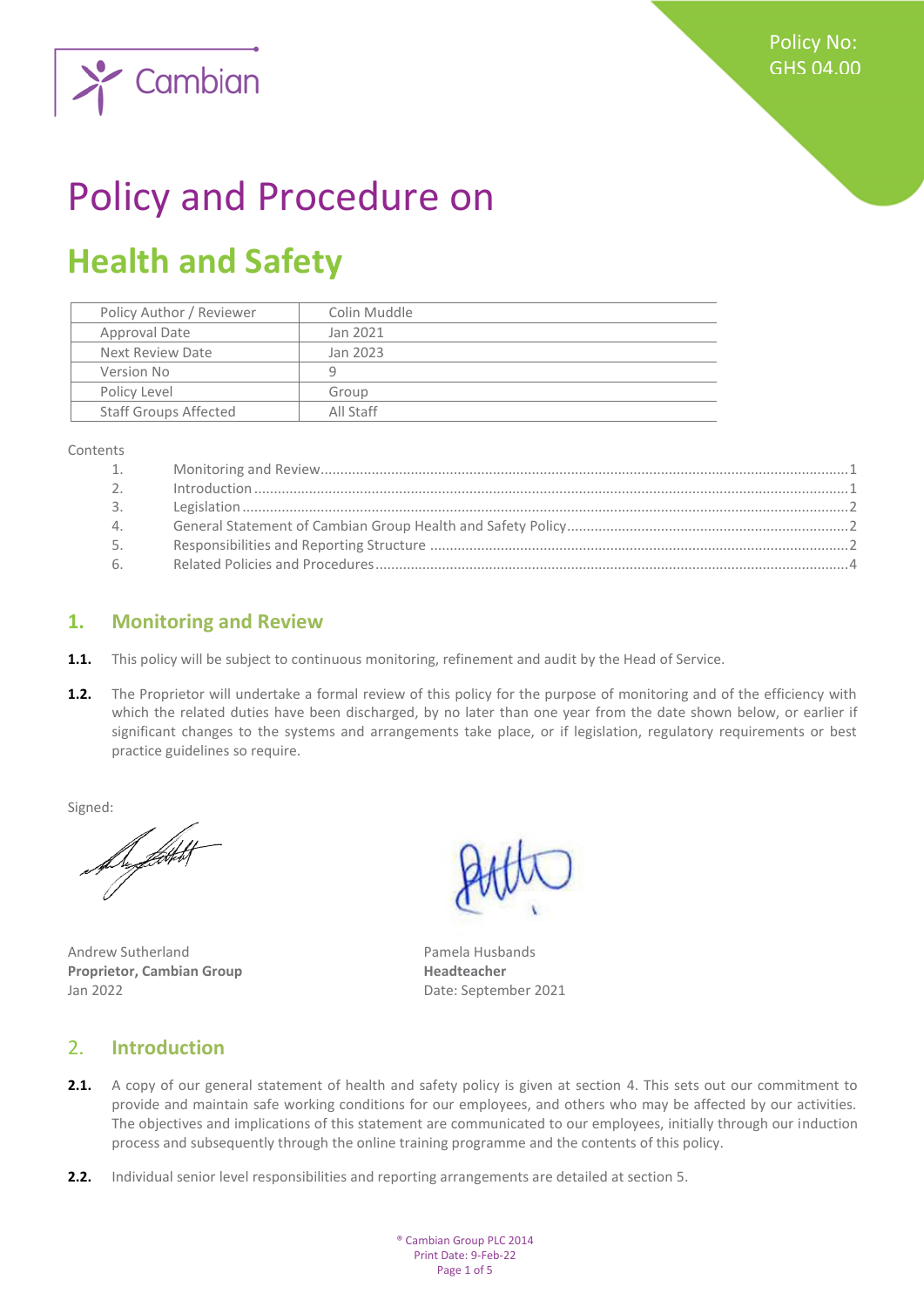Policy No: GHS 04.00

# Policy and Procedure on

# Health and Safety

| Policy Author / Reviewer | Colin Muddle |
|---|---|
| Approval Date | Jan 2021 |
| Next Review Date | Jan 2023 |
| Version No | 9 |
| Policy Level | Group |
| Staff Groups Affected | All Staff |

Contents

1. Monitoring and Review ..... 1
2. Introduction ..... 1
3. Legislation ..... 2
4. General Statement of Cambian Group Health and Safety Policy ..... 2
5. Responsibilities and Reporting Structure ..... 2
6. Related Policies and Procedures ..... 4

## 1. Monitoring and Review

**1.1.** This policy will be subject to continuous monitoring, refinement and audit by the Head of Service.

**1.2.** The Proprietor will undertake a formal review of this policy for the purpose of monitoring and of the efficiency with which the related duties have been discharged, by no later than one year from the date shown below, or earlier if significant changes to the systems and arrangements take place, or if legislation, regulatory requirements or best practice guidelines so require.

Signed:

Andrew Sutherland
**Proprietor, Cambian Group**
Jan 2022

Pamela Husbands
**Headteacher**
Date: September 2021

## 2. Introduction

**2.1.** A copy of our general statement of health and safety policy is given at section 4. This sets out our commitment to provide and maintain safe working conditions for our employees, and others who may be affected by our activities. The objectives and implications of this statement are communicated to our employees, initially through our induction process and subsequently through the online training programme and the contents of this policy.

**2.2.** Individual senior level responsibilities and reporting arrangements are detailed at section 5.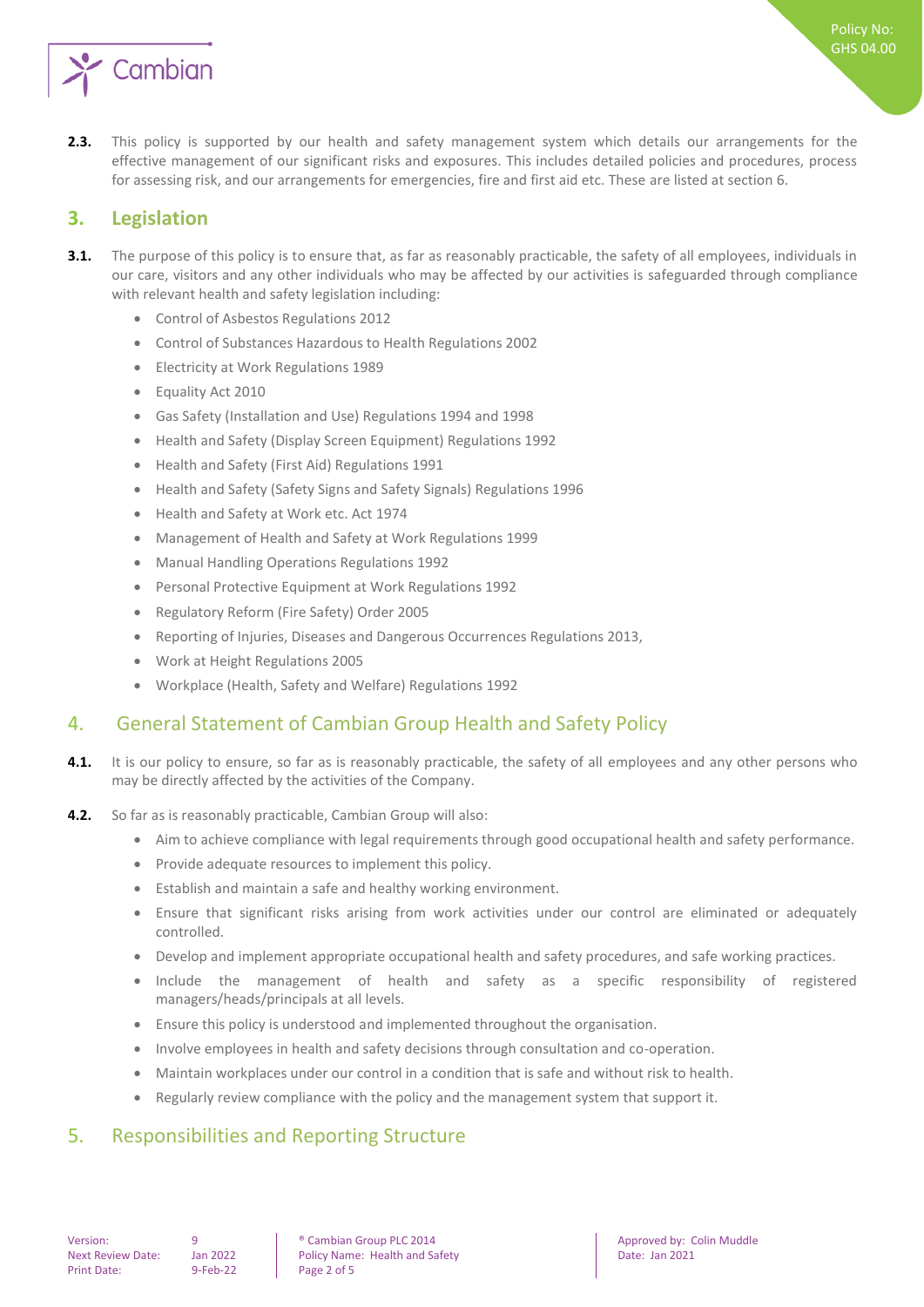**2.3.** This policy is supported by our health and safety management system which details our arrangements for the effective management of our significant risks and exposures. This includes detailed policies and procedures, process for assessing risk, and our arrangements for emergencies, fire and first aid etc. These are listed at section 6.

## 3. Legislation

**3.1.** The purpose of this policy is to ensure that, as far as reasonably practicable, the safety of all employees, individuals in our care, visitors and any other individuals who may be affected by our activities is safeguarded through compliance with relevant health and safety legislation including:

- Control of Asbestos Regulations 2012
- Control of Substances Hazardous to Health Regulations 2002
- Electricity at Work Regulations 1989
- Equality Act 2010
- Gas Safety (Installation and Use) Regulations 1994 and 1998
- Health and Safety (Display Screen Equipment) Regulations 1992
- Health and Safety (First Aid) Regulations 1991
- Health and Safety (Safety Signs and Safety Signals) Regulations 1996
- Health and Safety at Work etc. Act 1974
- Management of Health and Safety at Work Regulations 1999
- Manual Handling Operations Regulations 1992
- Personal Protective Equipment at Work Regulations 1992
- Regulatory Reform (Fire Safety) Order 2005
- Reporting of Injuries, Diseases and Dangerous Occurrences Regulations 2013,
- Work at Height Regulations 2005
- Workplace (Health, Safety and Welfare) Regulations 1992

## 4. General Statement of Cambian Group Health and Safety Policy

**4.1.** It is our policy to ensure, so far as is reasonably practicable, the safety of all employees and any other persons who may be directly affected by the activities of the Company.

**4.2.** So far as is reasonably practicable, Cambian Group will also:

- Aim to achieve compliance with legal requirements through good occupational health and safety performance.
- Provide adequate resources to implement this policy.
- Establish and maintain a safe and healthy working environment.
- Ensure that significant risks arising from work activities under our control are eliminated or adequately controlled.
- Develop and implement appropriate occupational health and safety procedures, and safe working practices.
- Include the management of health and safety as a specific responsibility of registered managers/heads/principals at all levels.
- Ensure this policy is understood and implemented throughout the organisation.
- Involve employees in health and safety decisions through consultation and co-operation.
- Maintain workplaces under our control in a condition that is safe and without risk to health.
- Regularly review compliance with the policy and the management system that support it.

## 5. Responsibilities and Reporting Structure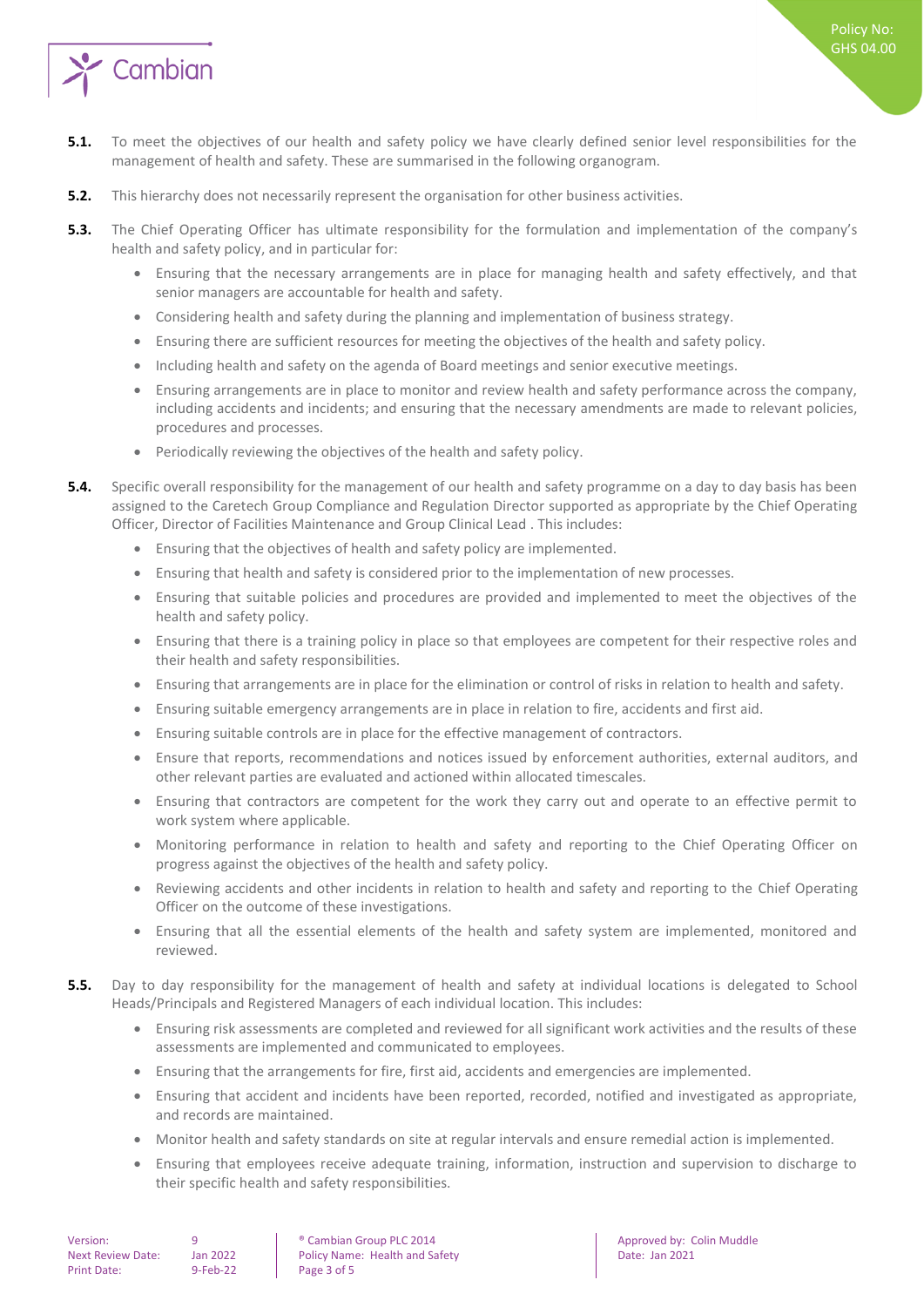**5.1.** To meet the objectives of our health and safety policy we have clearly defined senior level responsibilities for the management of health and safety. These are summarised in the following organogram.

**5.2.** This hierarchy does not necessarily represent the organisation for other business activities.

**5.3.** The Chief Operating Officer has ultimate responsibility for the formulation and implementation of the company's health and safety policy, and in particular for:

- Ensuring that the necessary arrangements are in place for managing health and safety effectively, and that senior managers are accountable for health and safety.
- Considering health and safety during the planning and implementation of business strategy.
- Ensuring there are sufficient resources for meeting the objectives of the health and safety policy.
- Including health and safety on the agenda of Board meetings and senior executive meetings.
- Ensuring arrangements are in place to monitor and review health and safety performance across the company, including accidents and incidents; and ensuring that the necessary amendments are made to relevant policies, procedures and processes.
- Periodically reviewing the objectives of the health and safety policy.

**5.4.** Specific overall responsibility for the management of our health and safety programme on a day to day basis has been assigned to the Caretech Group Compliance and Regulation Director supported as appropriate by the Chief Operating Officer, Director of Facilities Maintenance and Group Clinical Lead . This includes:

- Ensuring that the objectives of health and safety policy are implemented.
- Ensuring that health and safety is considered prior to the implementation of new processes.
- Ensuring that suitable policies and procedures are provided and implemented to meet the objectives of the health and safety policy.
- Ensuring that there is a training policy in place so that employees are competent for their respective roles and their health and safety responsibilities.
- Ensuring that arrangements are in place for the elimination or control of risks in relation to health and safety.
- Ensuring suitable emergency arrangements are in place in relation to fire, accidents and first aid.
- Ensuring suitable controls are in place for the effective management of contractors.
- Ensure that reports, recommendations and notices issued by enforcement authorities, external auditors, and other relevant parties are evaluated and actioned within allocated timescales.
- Ensuring that contractors are competent for the work they carry out and operate to an effective permit to work system where applicable.
- Monitoring performance in relation to health and safety and reporting to the Chief Operating Officer on progress against the objectives of the health and safety policy.
- Reviewing accidents and other incidents in relation to health and safety and reporting to the Chief Operating Officer on the outcome of these investigations.
- Ensuring that all the essential elements of the health and safety system are implemented, monitored and reviewed.

**5.5.** Day to day responsibility for the management of health and safety at individual locations is delegated to School Heads/Principals and Registered Managers of each individual location. This includes:

- Ensuring risk assessments are completed and reviewed for all significant work activities and the results of these assessments are implemented and communicated to employees.
- Ensuring that the arrangements for fire, first aid, accidents and emergencies are implemented.
- Ensuring that accident and incidents have been reported, recorded, notified and investigated as appropriate, and records are maintained.
- Monitor health and safety standards on site at regular intervals and ensure remedial action is implemented.
- Ensuring that employees receive adequate training, information, instruction and supervision to discharge to their specific health and safety responsibilities.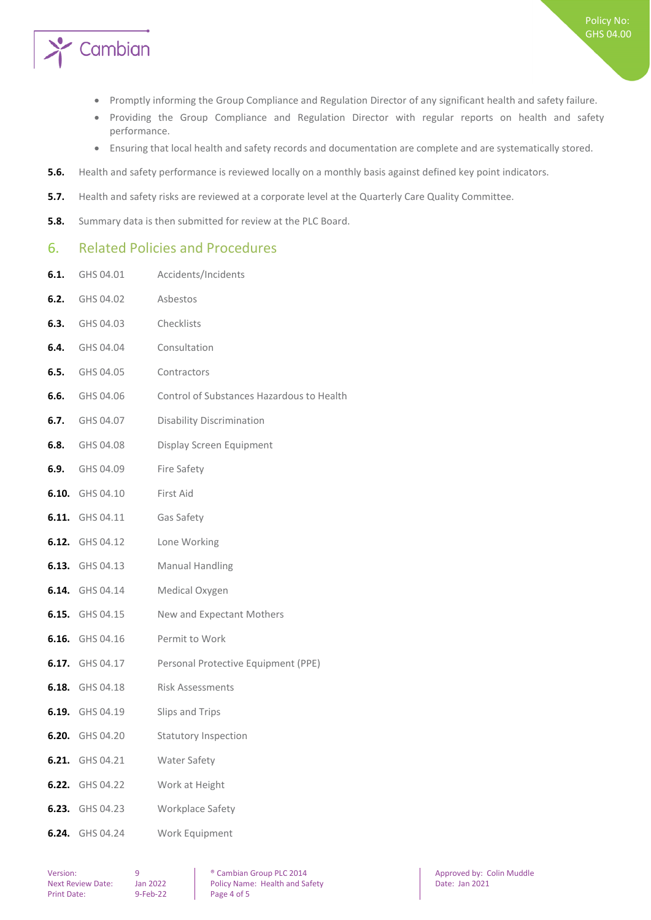- Promptly informing the Group Compliance and Regulation Director of any significant health and safety failure.
- Providing the Group Compliance and Regulation Director with regular reports on health and safety performance.
- Ensuring that local health and safety records and documentation are complete and are systematically stored.

**5.6.** Health and safety performance is reviewed locally on a monthly basis against defined key point indicators.

**5.7.** Health and safety risks are reviewed at a corporate level at the Quarterly Care Quality Committee.

**5.8.** Summary data is then submitted for review at the PLC Board.

## 6. Related Policies and Procedures

**6.1.** GHS 04.01 Accidents/Incidents

**6.2.** GHS 04.02 Asbestos

**6.3.** GHS 04.03 Checklists

**6.4.** GHS 04.04 Consultation

**6.5.** GHS 04.05 Contractors

**6.6.** GHS 04.06 Control of Substances Hazardous to Health

**6.7.** GHS 04.07 Disability Discrimination

**6.8.** GHS 04.08 Display Screen Equipment

**6.9.** GHS 04.09 Fire Safety

**6.10.** GHS 04.10 First Aid

**6.11.** GHS 04.11 Gas Safety

**6.12.** GHS 04.12 Lone Working

**6.13.** GHS 04.13 Manual Handling

**6.14.** GHS 04.14 Medical Oxygen

**6.15.** GHS 04.15 New and Expectant Mothers

**6.16.** GHS 04.16 Permit to Work

**6.17.** GHS 04.17 Personal Protective Equipment (PPE)

**6.18.** GHS 04.18 Risk Assessments

**6.19.** GHS 04.19 Slips and Trips

**6.20.** GHS 04.20 Statutory Inspection

**6.21.** GHS 04.21 Water Safety

**6.22.** GHS 04.22 Work at Height

**6.23.** GHS 04.23 Workplace Safety

**6.24.** GHS 04.24 Work Equipment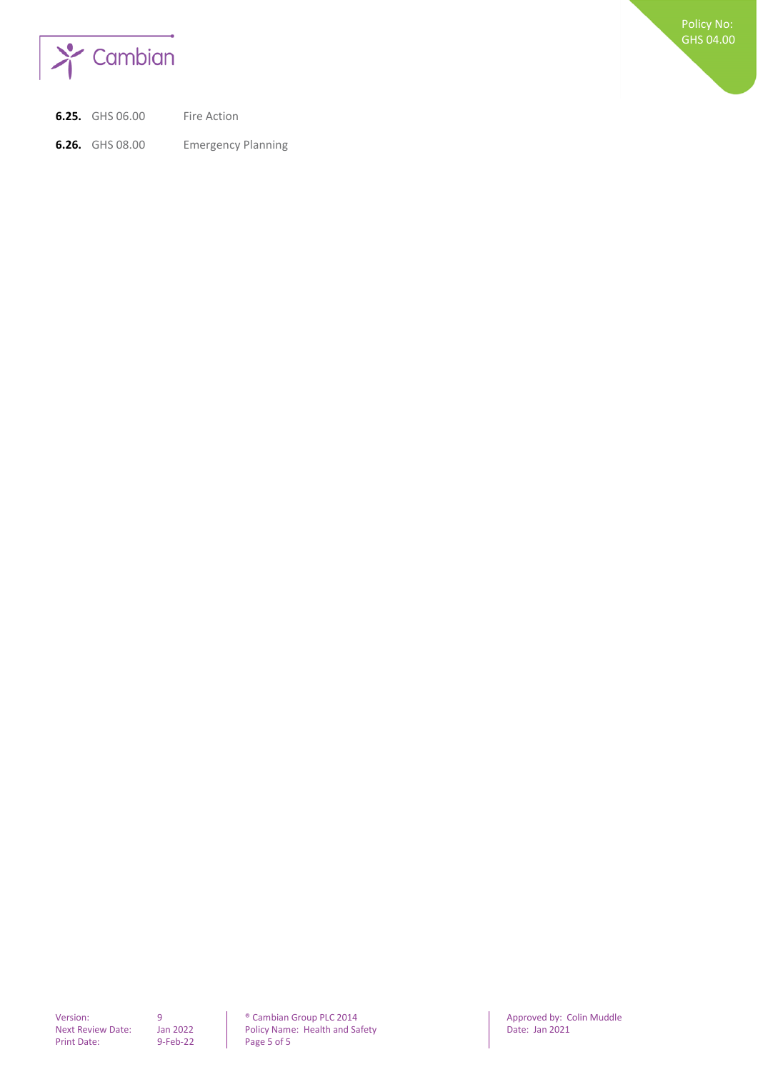**6.25.** GHS 06.00 Fire Action

**6.26.** GHS 08.00 Emergency Planning